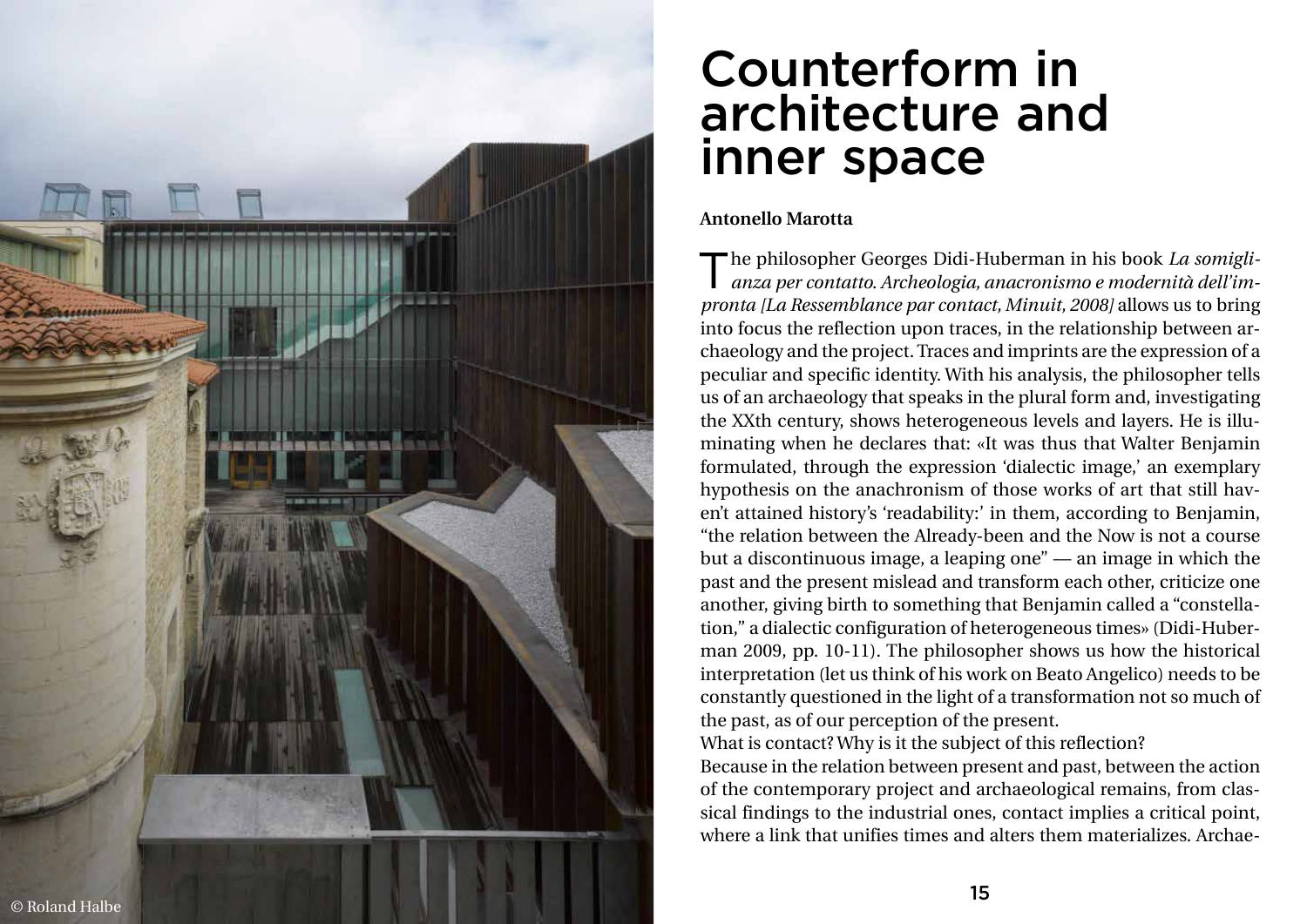# Counterform in architecture and inner space

**Antonello Marotta**

The philosopher Georges Didi-Huberman in his book *La somiglianza per contatto. Archeologia, anacronismo e modernità dell'impronta [La Ressemblance par contact, Minuit, 2008]* allows us to bring into focus the reflection upon traces, in the relationship between archaeology and the project. Traces and imprints are the expression of a peculiar and specific identity. With his analysis, the philosopher tells us of an archaeology that speaks in the plural form and, investigating the XXth century, shows heterogeneous levels and layers. He is illuminating when he declares that: «It was thus that Walter Benjamin formulated, through the expression 'dialectic image,' an exemplary hypothesis on the anachronism of those works of art that still haven't attained history's 'readability:' in them, according to Benjamin, "the relation between the Already-been and the Now is not a course but a discontinuous image, a leaping one" — an image in which the past and the present mislead and transform each other, criticize one another, giving birth to something that Benjamin called a "constellation," a dialectic configuration of heterogeneous times» (Didi-Huberman 2009, pp. 10-11). The philosopher shows us how the historical interpretation (let us think of his work on Beato Angelico) needs to be constantly questioned in the light of a transformation not so much of the past, as of our perception of the present.

What is contact? Why is it the subject of this reflection?

Because in the relation between present and past, between the action of the contemporary project and archaeological remains, from classical findings to the industrial ones, contact implies a critical point, where a link that unifies times and alters them materializes. Archae-

© Roland Halbe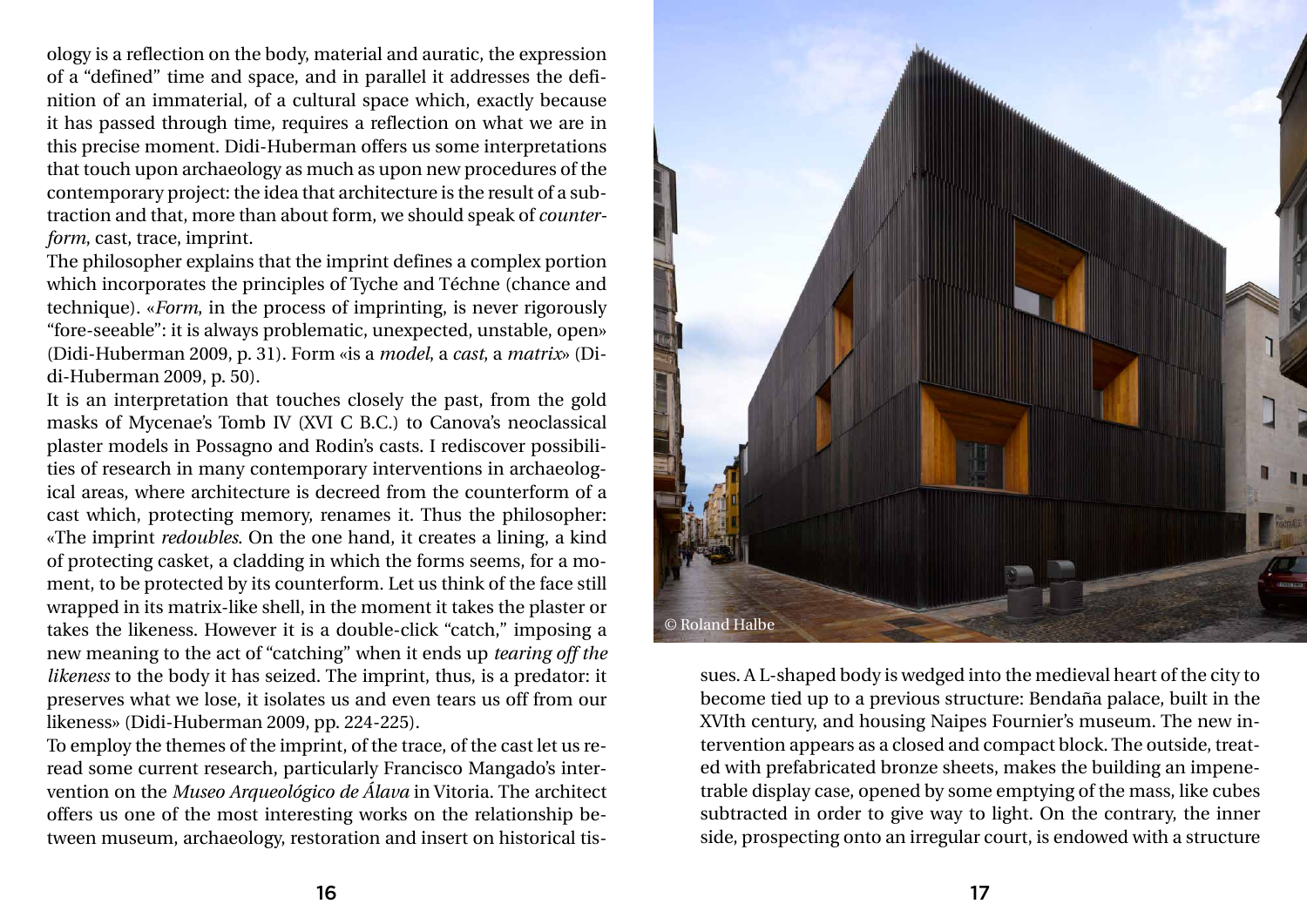ology is a reflection on the body, material and auratic, the expression of a "defined" time and space, and in parallel it addresses the definition of an immaterial, of a cultural space which, exactly because it has passed through time, requires a reflection on what we are in this precise moment. Didi-Huberman offers us some interpretations that touch upon archaeology as much as upon new procedures of the contemporary project: the idea that architecture is the result of a subtraction and that, more than about form, we should speak of *counterform*, cast, trace, imprint.

The philosopher explains that the imprint defines a complex portion which incorporates the principles of Tyche and Téchne (chance and technique). «*Form*, in the process of imprinting, is never rigorously "fore-seeable": it is always problematic, unexpected, unstable, open» (Didi-Huberman 2009, p. 31). Form «is a *model*, a *cast*, a *matrix*» (Didi-Huberman 2009, p. 50).

It is an interpretation that touches closely the past, from the gold masks of Mycenae's Tomb IV (XVI C B.C.) to Canova's neoclassical plaster models in Possagno and Rodin's casts. I rediscover possibilities of research in many contemporary interventions in archaeological areas, where architecture is decreed from the counterform of a cast which, protecting memory, renames it. Thus the philosopher: «The imprint *redoubles*. On the one hand, it creates a lining, a kind of protecting casket, a cladding in which the forms seems, for a moment, to be protected by its counterform. Let us think of the face still wrapped in its matrix-like shell, in the moment it takes the plaster or takes the likeness. However it is a double-click "catch," imposing a new meaning to the act of "catching" when it ends up *tearing off the likeness* to the body it has seized. The imprint, thus, is a predator: it preserves what we lose, it isolates us and even tears us off from our likeness» (Didi-Huberman 2009, pp. 224-225).

To employ the themes of the imprint, of the trace, of the cast let us reread some current research, particularly Francisco Mangado's intervention on the *Museo Arqueológico de Álava* in Vitoria. The architect offers us one of the most interesting works on the relationship between museum, archaeology, restoration and insert on historical tissues. A L-shaped body is wedged into the medieval heart of the city to become tied up to a previous structure: Bendaña palace, built in the XVIth century, and housing Naipes Fournier's museum. The new intervention appears as a closed and compact block. The outside, treated with prefabricated bronze sheets, makes the building an impenetrable display case, opened by some emptying of the mass, like cubes subtracted in order to give way to light. On the contrary, the inner side, prospecting onto an irregular court, is endowed with a structure

© Roland Halbe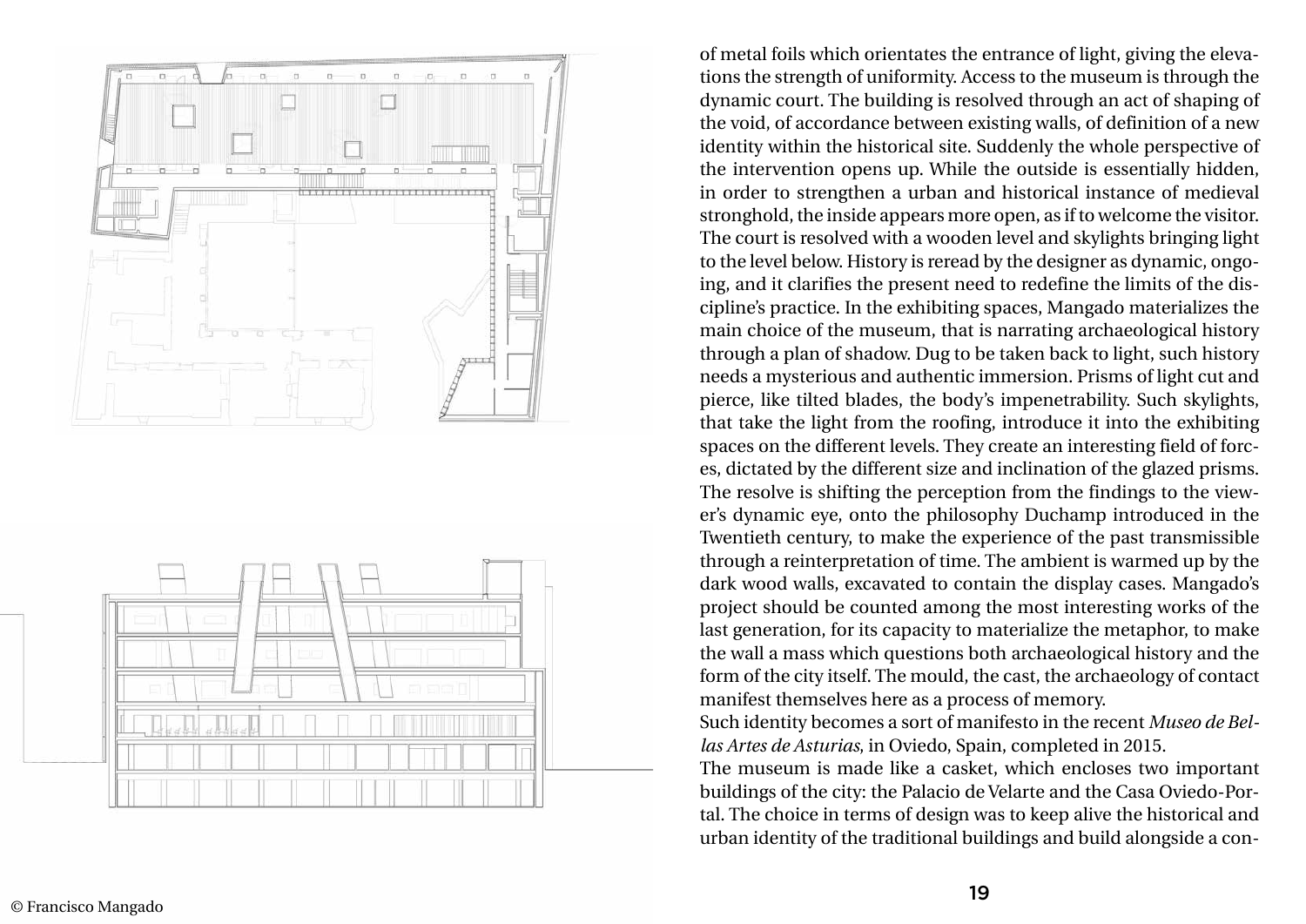of metal foils which orientates the entrance of light, giving the elevations the strength of uniformity. Access to the museum is through the dynamic court. The building is resolved through an act of shaping of the void, of accordance between existing walls, of definition of a new identity within the historical site. Suddenly the whole perspective of the intervention opens up. While the outside is essentially hidden, in order to strengthen a urban and historical instance of medieval stronghold, the inside appears more open, as if to welcome the visitor. The court is resolved with a wooden level and skylights bringing light to the level below. History is reread by the designer as dynamic, ongoing, and it clarifies the present need to redefine the limits of the discipline's practice. In the exhibiting spaces, Mangado materializes the main choice of the museum, that is narrating archaeological history through a plan of shadow. Dug to be taken back to light, such history needs a mysterious and authentic immersion. Prisms of light cut and pierce, like tilted blades, the body's impenetrability. Such skylights, that take the light from the roofing, introduce it into the exhibiting spaces on the different levels. They create an interesting field of forces, dictated by the different size and inclination of the glazed prisms. The resolve is shifting the perception from the findings to the viewer's dynamic eye, onto the philosophy Duchamp introduced in the Twentieth century, to make the experience of the past transmissible through a reinterpretation of time. The ambient is warmed up by the dark wood walls, excavated to contain the display cases. Mangado's project should be counted among the most interesting works of the last generation, for its capacity to materialize the metaphor, to make the wall a mass which questions both archaeological history and the form of the city itself. The mould, the cast, the archaeology of contact manifest themselves here as a process of memory.

Such identity becomes a sort of manifesto in the recent *Museo de Bellas Artes de Asturias*, in Oviedo, Spain, completed in 2015.

The museum is made like a casket, which encloses two important buildings of the city: the Palacio de Velarte and the Casa Oviedo-Portal. The choice in terms of design was to keep alive the historical and urban identity of the traditional buildings and build alongside a con-

© Francisco Mangado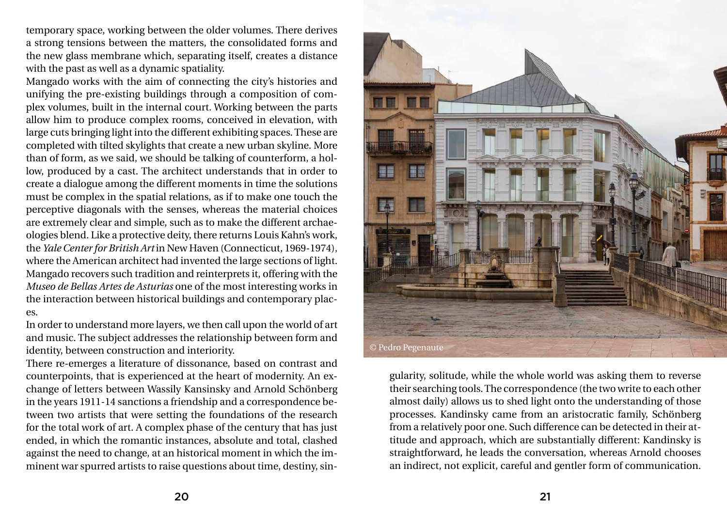temporary space, working between the older volumes. There derives a strong tensions between the matters, the consolidated forms and the new glass membrane which, separating itself, creates a distance with the past as well as a dynamic spatiality.

Mangado works with the aim of connecting the city's histories and unifying the pre-existing buildings through a composition of complex volumes, built in the internal court. Working between the parts allow him to produce complex rooms, conceived in elevation, with large cuts bringing light into the different exhibiting spaces. These are completed with tilted skylights that create a new urban skyline. More than of form, as we said, we should be talking of counterform, a hollow, produced by a cast. The architect understands that in order to create a dialogue among the different moments in time the solutions must be complex in the spatial relations, as if to make one touch the perceptive diagonals with the senses, whereas the material choices are extremely clear and simple, such as to make the different archaeologies blend. Like a protective deity, there returns Louis Kahn's work, the *Yale Center for British Art* in New Haven (Connecticut, 1969-1974), where the American architect had invented the large sections of light. Mangado recovers such tradition and reinterprets it, offering with the *Museo de Bellas Artes de Asturias* one of the most interesting works in the interaction between historical buildings and contemporary places.

In order to understand more layers, we then call upon the world of art and music. The subject addresses the relationship between form and identity, between construction and interiority.

There re-emerges a literature of dissonance, based on contrast and counterpoints, that is experienced at the heart of modernity. An exchange of letters between Wassily Kansinsky and Arnold Schönberg in the years 1911-14 sanctions a friendship and a correspondence between two artists that were setting the foundations of the research for the total work of art. A complex phase of the century that has just ended, in which the romantic instances, absolute and total, clashed against the need to change, at an historical moment in which the imminent war spurred artists to raise questions about time, destiny, singularity, solitude, while the whole world was asking them to reverse their searching tools. The correspondence (the two write to each other almost daily) allows us to shed light onto the understanding of those processes. Kandinsky came from an aristocratic family, Schönberg from a relatively poor one. Such difference can be detected in their attitude and approach, which are substantially different: Kandinsky is straightforward, he leads the conversation, whereas Arnold chooses an indirect, not explicit, careful and gentler form of communication.

© Pedro Pegenaute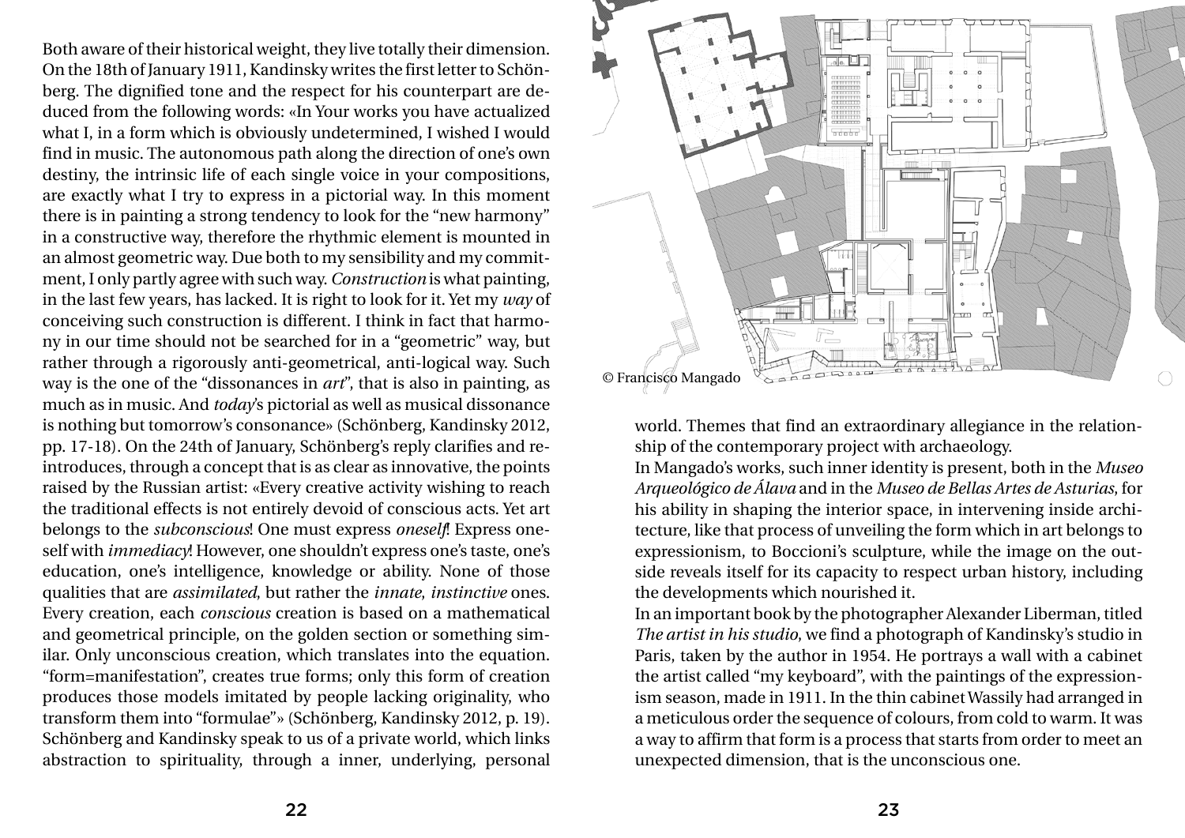Both aware of their historical weight, they live totally their dimension. On the 18th of January 1911, Kandinsky writes the first letter to Schönberg. The dignified tone and the respect for his counterpart are deduced from the following words: «In Your works you have actualized what I, in a form which is obviously undetermined, I wished I would find in music. The autonomous path along the direction of one's own destiny, the intrinsic life of each single voice in your compositions, are exactly what I try to express in a pictorial way. In this moment there is in painting a strong tendency to look for the "new harmony" in a constructive way, therefore the rhythmic element is mounted in an almost geometric way. Due both to my sensibility and my commitment, I only partly agree with such way. *Construction* is what painting, in the last few years, has lacked. It is right to look for it. Yet my *way* of conceiving such construction is different. I think in fact that harmony in our time should not be searched for in a "geometric" way, but rather through a rigorously anti-geometrical, anti-logical way. Such way is the one of the "dissonances in *art*", that is also in painting, as much as in music. And *today*'s pictorial as well as musical dissonance is nothing but tomorrow's consonance» (Schönberg, Kandinsky 2012, pp. 17-18). On the 24th of January, Schönberg's reply clarifies and reintroduces, through a concept that is as clear as innovative, the points raised by the Russian artist: «Every creative activity wishing to reach the traditional effects is not entirely devoid of conscious acts. Yet art belongs to the *subconscious*! One must express *oneself*! Express oneself with *immediacy*! However, one shouldn't express one's taste, one's education, one's intelligence, knowledge or ability. None of those qualities that are *assimilated*, but rather the *innate*, *instinctive* ones. Every creation, each *conscious* creation is based on a mathematical and geometrical principle, on the golden section or something similar. Only unconscious creation, which translates into the equation. "form=manifestation", creates true forms; only this form of creation produces those models imitated by people lacking originality, who transform them into "formulae"» (Schönberg, Kandinsky 2012, p. 19). Schönberg and Kandinsky speak to us of a private world, which links abstraction to spirituality, through a inner, underlying, personal world. Themes that find an extraordinary allegiance in the relationship of the contemporary project with archaeology.

© Francisco Mangado

In Mangado's works, such inner identity is present, both in the *Museo Arqueológico de Álava* and in the *Museo de Bellas Artes de Asturias*, for his ability in shaping the interior space, in intervening inside architecture, like that process of unveiling the form which in art belongs to expressionism, to Boccioni's sculpture, while the image on the outside reveals itself for its capacity to respect urban history, including the developments which nourished it.

In an important book by the photographer Alexander Liberman, titled *The artist in his studio*, we find a photograph of Kandinsky's studio in Paris, taken by the author in 1954. He portrays a wall with a cabinet the artist called "my keyboard", with the paintings of the expressionism season, made in 1911. In the thin cabinet Wassily had arranged in a meticulous order the sequence of colours, from cold to warm. It was a way to affirm that form is a process that starts from order to meet an unexpected dimension, that is the unconscious one.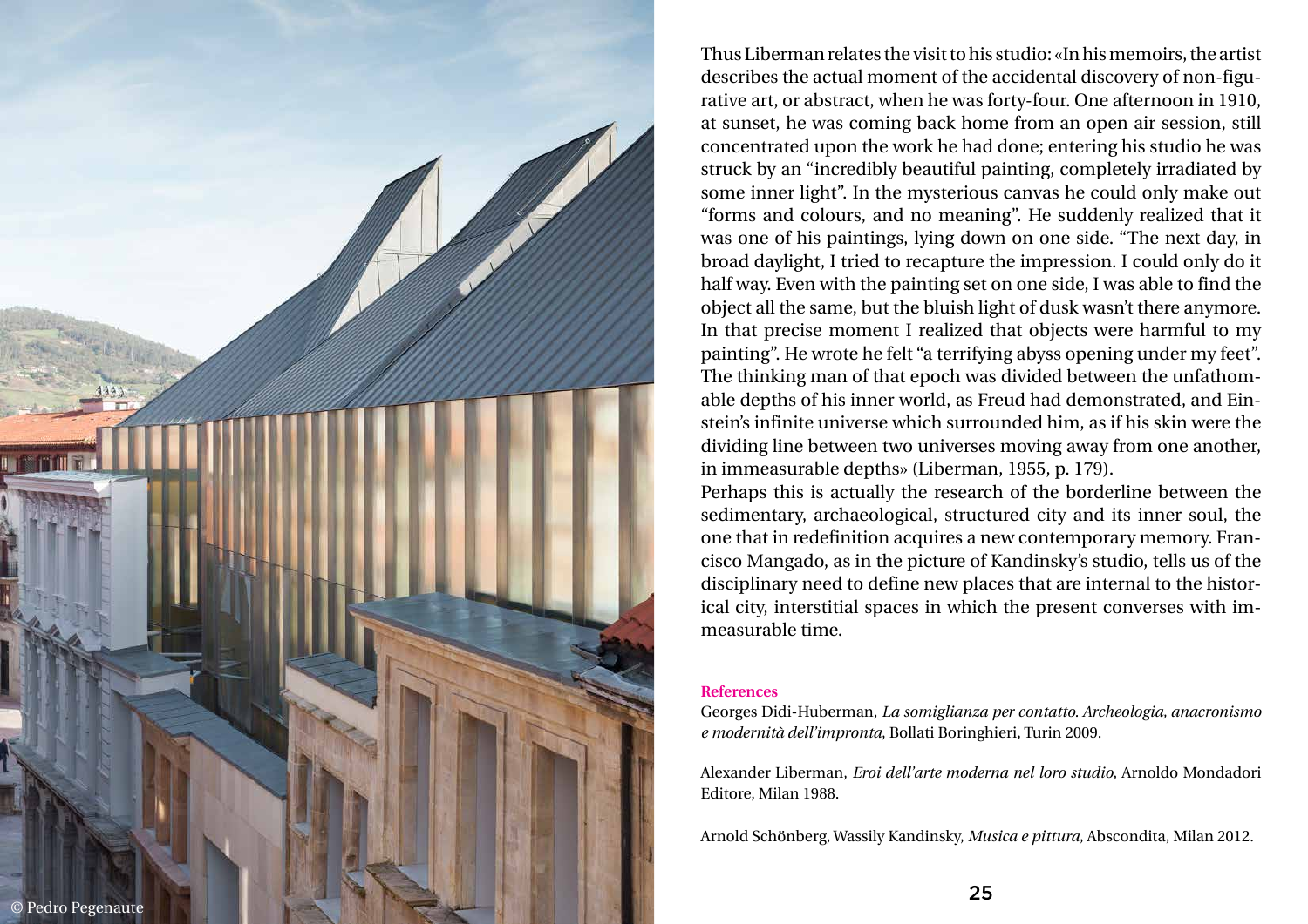Thus Liberman relates the visit to his studio: «In his memoirs, the artist describes the actual moment of the accidental discovery of non-figurative art, or abstract, when he was forty-four. One afternoon in 1910, at sunset, he was coming back home from an open air session, still concentrated upon the work he had done; entering his studio he was struck by an "incredibly beautiful painting, completely irradiated by some inner light". In the mysterious canvas he could only make out "forms and colours, and no meaning". He suddenly realized that it was one of his paintings, lying down on one side. "The next day, in broad daylight, I tried to recapture the impression. I could only do it half way. Even with the painting set on one side, I was able to find the object all the same, but the bluish light of dusk wasn't there anymore. In that precise moment I realized that objects were harmful to my painting". He wrote he felt "a terrifying abyss opening under my feet". The thinking man of that epoch was divided between the unfathomable depths of his inner world, as Freud had demonstrated, and Einstein's infinite universe which surrounded him, as if his skin were the dividing line between two universes moving away from one another, in immeasurable depths» (Liberman, 1955, p. 179).

Perhaps this is actually the research of the borderline between the sedimentary, archaeological, structured city and its inner soul, the one that in redefinition acquires a new contemporary memory. Francisco Mangado, as in the picture of Kandinsky's studio, tells us of the disciplinary need to define new places that are internal to the historical city, interstitial spaces in which the present converses with immeasurable time.

© Pedro Pegenaute

**References**

Georges Didi-Huberman, *La somiglianza per contatto. Archeologia, anacronismo e modernità dell'impronta*, Bollati Boringhieri, Turin 2009.

Alexander Liberman, *Eroi dell'arte moderna nel loro studio*, Arnoldo Mondadori Editore, Milan 1988.

Arnold Schönberg, Wassily Kandinsky, *Musica e pittura*, Abscondita, Milan 2012.